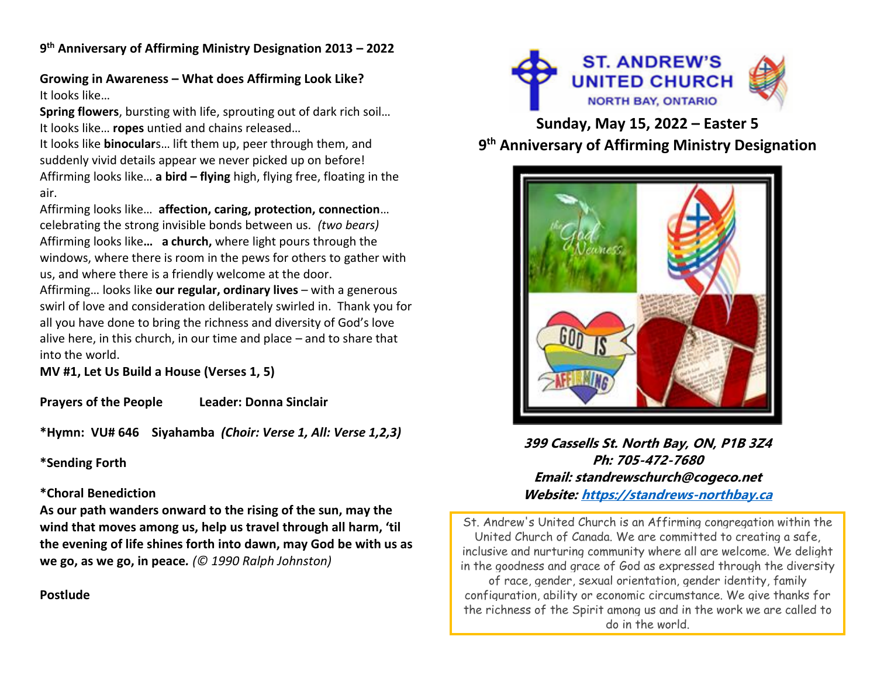**9th Anniversary of Affirming Ministry Designation 2013 – 2022**

**Growing in Awareness – What does Affirming Look Like?**

It looks like…

**Spring flowers**, bursting with life, sprouting out of dark rich soil…
It looks like… **ropes** untied and chains released…
It looks like **binocular**s… lift them up, peer through them, and suddenly vivid details appear we never picked up on before!
Affirming looks like… **a bird – flying** high, flying free, floating in the air.
Affirming looks like… **affection, caring, protection, connection**… celebrating the strong invisible bonds between us. *(two bears)*
Affirming looks like**…** **a church,** where light pours through the windows, where there is room in the pews for others to gather with us, and where there is a friendly welcome at the door.
Affirming… looks like **our regular, ordinary lives** – with a generous swirl of love and consideration deliberately swirled in. Thank you for all you have done to bring the richness and diversity of God's love alive here, in this church, in our time and place – and to share that into the world.

**MV #1, Let Us Build a House (Verses 1, 5)**

**Prayers of the People Leader: Donna Sinclair**

**\*Hymn: VU# 646 Siyahamba** ***(Choir: Verse 1, All: Verse 1,2,3)***

**\*Sending Forth**

**\*Choral Benediction**

**As our path wanders onward to the rising of the sun, may the wind that moves among us, help us travel through all harm, 'til the evening of life shines forth into dawn, may God be with us as we go, as we go, in peace.** *(© 1990 Ralph Johnston)*

**Postlude**

# ST. ANDREW'S UNITED CHURCH
NORTH BAY, ONTARIO

## Sunday, May 15, 2022 – Easter 5
## 9th Anniversary of Affirming Ministry Designation

***399 Cassells St. North Bay, ON, P1B 3Z4***
***Ph: 705-472-7680***
***Email: standrewschurch@cogeco.net***
***Website: https://standrews-northbay.ca***

St. Andrew's United Church is an Affirming congregation within the United Church of Canada. We are committed to creating a safe, inclusive and nurturing community where all are welcome. We delight in the goodness and grace of God as expressed through the diversity of race, gender, sexual orientation, gender identity, family configuration, ability or economic circumstance. We give thanks for the richness of the Spirit among us and in the work we are called to do in the world.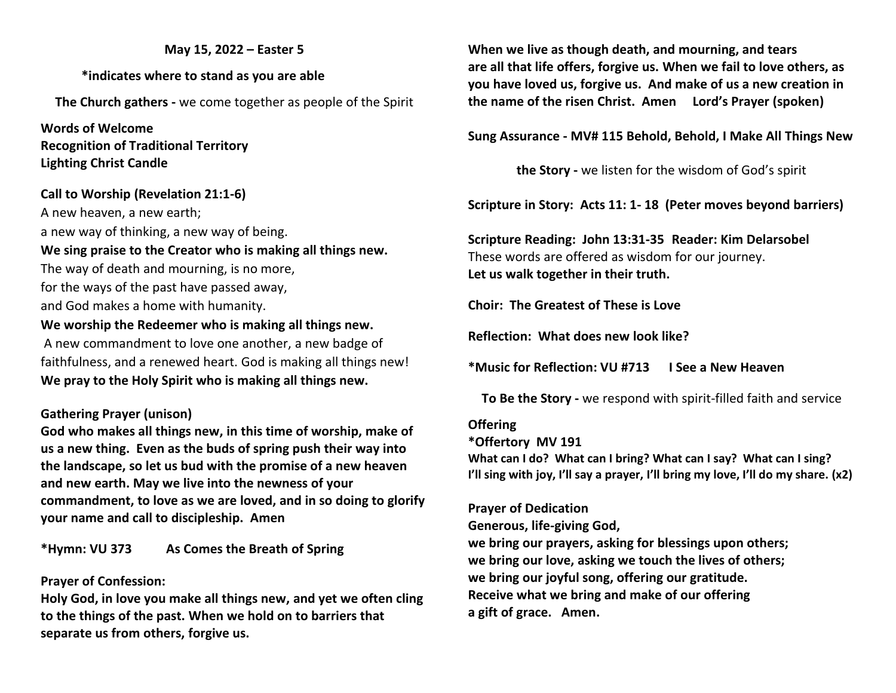**May 15, 2022 – Easter 5**

***indicates where to stand as you are able**

**The Church gathers -** we come together as people of the Spirit

**Words of Welcome**
**Recognition of Traditional Territory**
**Lighting Christ Candle**

**Call to Worship (Revelation 21:1-6)**
A new heaven, a new earth;
a new way of thinking, a new way of being.
**We sing praise to the Creator who is making all things new.**
The way of death and mourning, is no more,
for the ways of the past have passed away,
and God makes a home with humanity.
**We worship the Redeemer who is making all things new.**
A new commandment to love one another, a new badge of faithfulness, and a renewed heart. God is making all things new!
**We pray to the Holy Spirit who is making all things new.**

**Gathering Prayer (unison)**
**God who makes all things new, in this time of worship, make of us a new thing. Even as the buds of spring push their way into the landscape, so let us bud with the promise of a new heaven and new earth. May we live into the newness of your commandment, to love as we are loved, and in so doing to glorify your name and call to discipleship. Amen**

***Hymn: VU 373 As Comes the Breath of Spring**

**Prayer of Confession:**
**Holy God, in love you make all things new, and yet we often cling to the things of the past. When we hold on to barriers that separate us from others, forgive us. When we live as though death, and mourning, and tears are all that life offers, forgive us. When we fail to love others, as you have loved us, forgive us. And make of us a new creation in the name of the risen Christ. Amen Lord's Prayer (spoken)**

**Sung Assurance - MV# 115 Behold, Behold, I Make All Things New**

**the Story -** we listen for the wisdom of God's spirit

**Scripture in Story: Acts 11: 1- 18 (Peter moves beyond barriers)**

**Scripture Reading: John 13:31-35 Reader: Kim Delarsobel**
These words are offered as wisdom for our journey.
**Let us walk together in their truth.**

**Choir: The Greatest of These is Love**

**Reflection: What does new look like?**

***Music for Reflection: VU #713 I See a New Heaven**

**To Be the Story -** we respond with spirit-filled faith and service

**Offering**
***Offertory MV 191**
**What can I do? What can I bring? What can I say? What can I sing?**
**I'll sing with joy, I'll say a prayer, I'll bring my love, I'll do my share. (x2)**

**Prayer of Dedication**
**Generous, life-giving God,**
**we bring our prayers, asking for blessings upon others;**
**we bring our love, asking we touch the lives of others;**
**we bring our joyful song, offering our gratitude.**
**Receive what we bring and make of our offering**
**a gift of grace. Amen.**